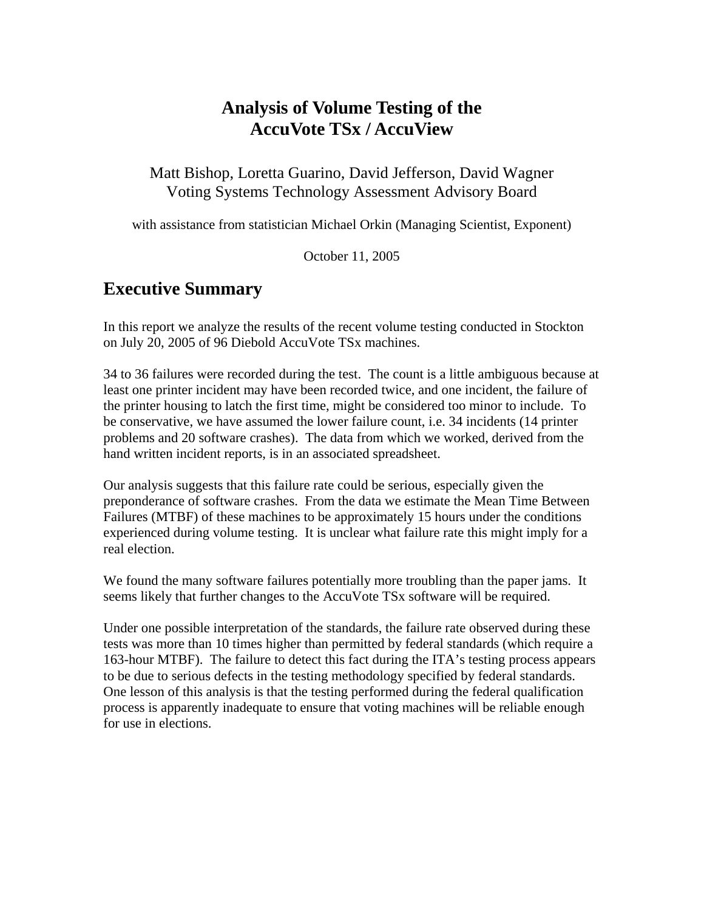# Analysis of Volume Testing of the AccuVote TSx / AccuView

Matt Bishop, Loretta Guarino, David Jefferson, David Wagner
Voting Systems Technology Assessment Advisory Board

with assistance from statistician Michael Orkin (Managing Scientist, Exponent)

October 11, 2005

## Executive Summary

In this report we analyze the results of the recent volume testing conducted in Stockton on July 20, 2005 of 96 Diebold AccuVote TSx machines.

34 to 36 failures were recorded during the test. The count is a little ambiguous because at least one printer incident may have been recorded twice, and one incident, the failure of the printer housing to latch the first time, might be considered too minor to include. To be conservative, we have assumed the lower failure count, i.e. 34 incidents (14 printer problems and 20 software crashes). The data from which we worked, derived from the hand written incident reports, is in an associated spreadsheet.

Our analysis suggests that this failure rate could be serious, especially given the preponderance of software crashes. From the data we estimate the Mean Time Between Failures (MTBF) of these machines to be approximately 15 hours under the conditions experienced during volume testing. It is unclear what failure rate this might imply for a real election.

We found the many software failures potentially more troubling than the paper jams. It seems likely that further changes to the AccuVote TSx software will be required.

Under one possible interpretation of the standards, the failure rate observed during these tests was more than 10 times higher than permitted by federal standards (which require a 163-hour MTBF). The failure to detect this fact during the ITA's testing process appears to be due to serious defects in the testing methodology specified by federal standards. One lesson of this analysis is that the testing performed during the federal qualification process is apparently inadequate to ensure that voting machines will be reliable enough for use in elections.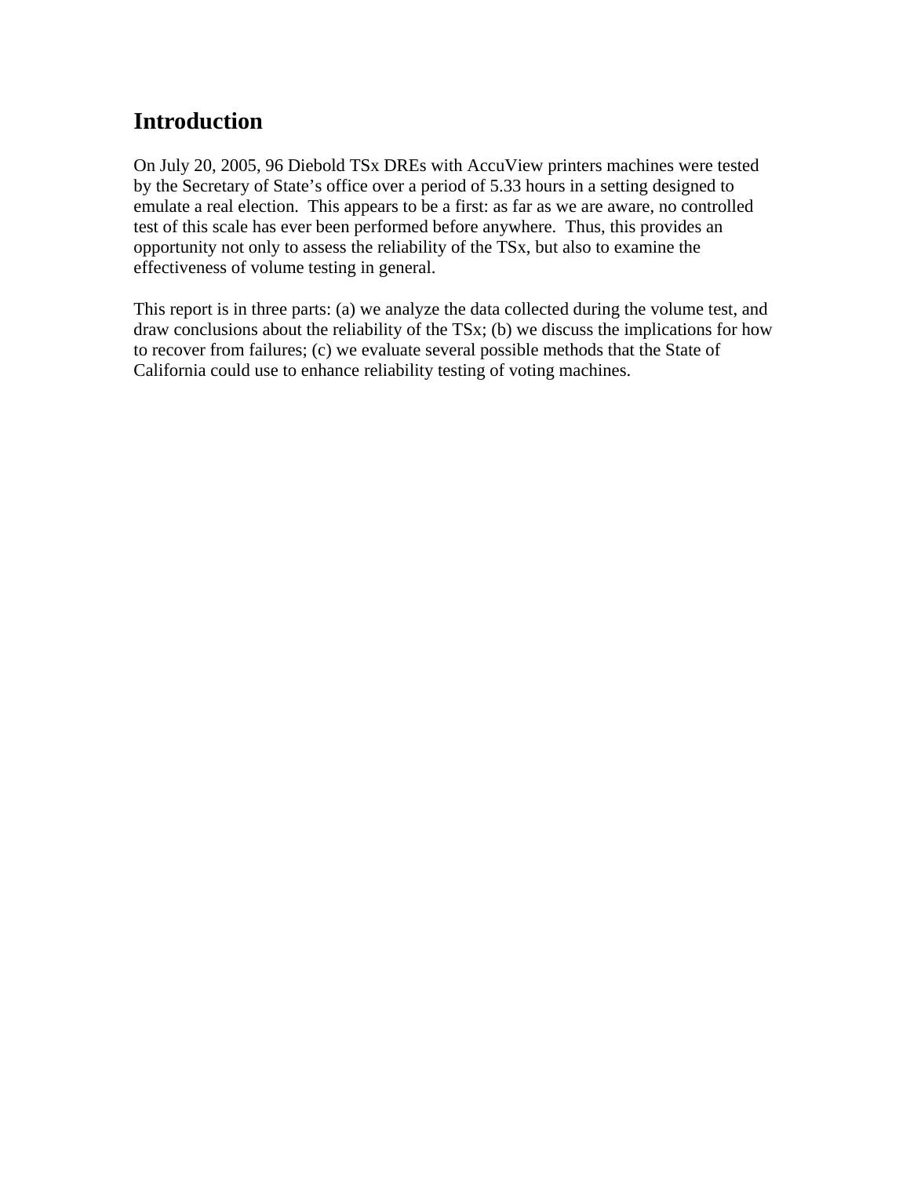# Introduction

On July 20, 2005, 96 Diebold TSx DREs with AccuView printers machines were tested by the Secretary of State's office over a period of 5.33 hours in a setting designed to emulate a real election. This appears to be a first: as far as we are aware, no controlled test of this scale has ever been performed before anywhere. Thus, this provides an opportunity not only to assess the reliability of the TSx, but also to examine the effectiveness of volume testing in general.

This report is in three parts: (a) we analyze the data collected during the volume test, and draw conclusions about the reliability of the TSx; (b) we discuss the implications for how to recover from failures; (c) we evaluate several possible methods that the State of California could use to enhance reliability testing of voting machines.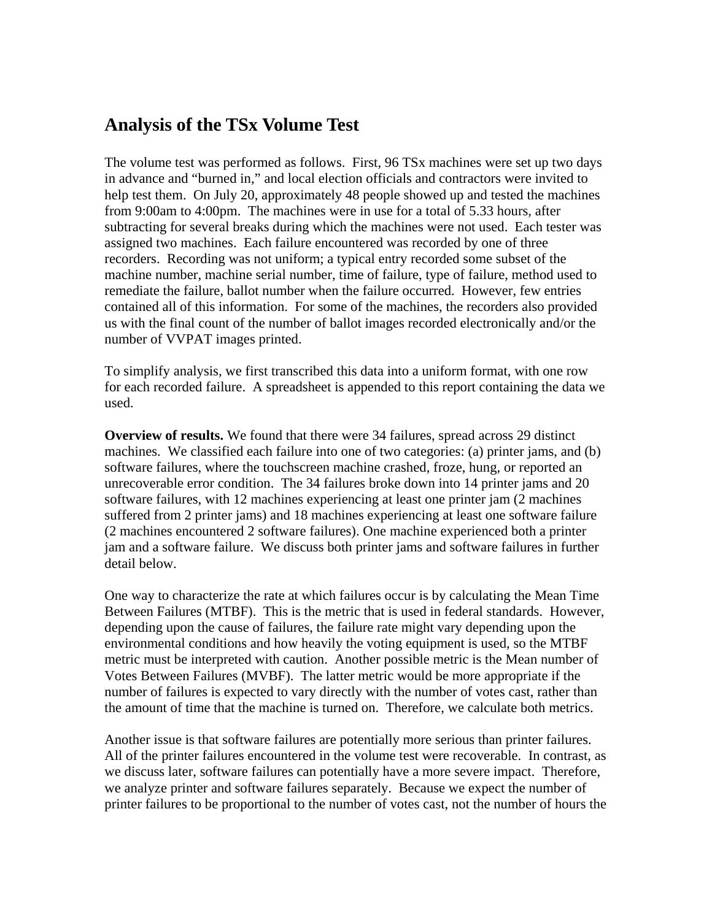## Analysis of the TSx Volume Test

The volume test was performed as follows. First, 96 TSx machines were set up two days in advance and "burned in," and local election officials and contractors were invited to help test them. On July 20, approximately 48 people showed up and tested the machines from 9:00am to 4:00pm. The machines were in use for a total of 5.33 hours, after subtracting for several breaks during which the machines were not used. Each tester was assigned two machines. Each failure encountered was recorded by one of three recorders. Recording was not uniform; a typical entry recorded some subset of the machine number, machine serial number, time of failure, type of failure, method used to remediate the failure, ballot number when the failure occurred. However, few entries contained all of this information. For some of the machines, the recorders also provided us with the final count of the number of ballot images recorded electronically and/or the number of VVPAT images printed.

To simplify analysis, we first transcribed this data into a uniform format, with one row for each recorded failure. A spreadsheet is appended to this report containing the data we used.

**Overview of results.** We found that there were 34 failures, spread across 29 distinct machines. We classified each failure into one of two categories: (a) printer jams, and (b) software failures, where the touchscreen machine crashed, froze, hung, or reported an unrecoverable error condition. The 34 failures broke down into 14 printer jams and 20 software failures, with 12 machines experiencing at least one printer jam (2 machines suffered from 2 printer jams) and 18 machines experiencing at least one software failure (2 machines encountered 2 software failures). One machine experienced both a printer jam and a software failure. We discuss both printer jams and software failures in further detail below.

One way to characterize the rate at which failures occur is by calculating the Mean Time Between Failures (MTBF). This is the metric that is used in federal standards. However, depending upon the cause of failures, the failure rate might vary depending upon the environmental conditions and how heavily the voting equipment is used, so the MTBF metric must be interpreted with caution. Another possible metric is the Mean number of Votes Between Failures (MVBF). The latter metric would be more appropriate if the number of failures is expected to vary directly with the number of votes cast, rather than the amount of time that the machine is turned on. Therefore, we calculate both metrics.

Another issue is that software failures are potentially more serious than printer failures. All of the printer failures encountered in the volume test were recoverable. In contrast, as we discuss later, software failures can potentially have a more severe impact. Therefore, we analyze printer and software failures separately. Because we expect the number of printer failures to be proportional to the number of votes cast, not the number of hours the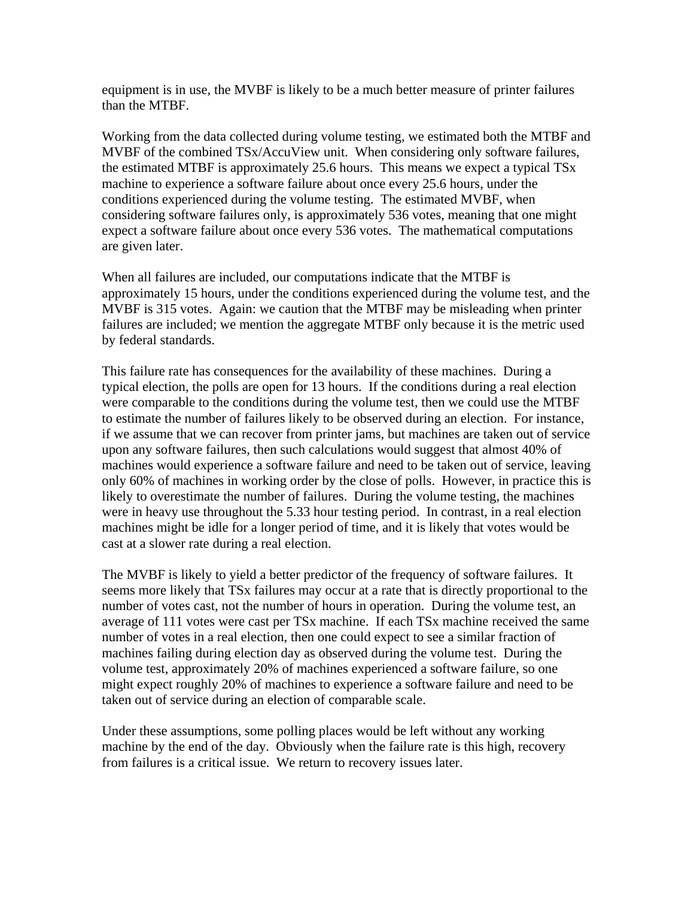equipment is in use, the MVBF is likely to be a much better measure of printer failures than the MTBF.

Working from the data collected during volume testing, we estimated both the MTBF and MVBF of the combined TSx/AccuView unit. When considering only software failures, the estimated MTBF is approximately 25.6 hours. This means we expect a typical TSx machine to experience a software failure about once every 25.6 hours, under the conditions experienced during the volume testing. The estimated MVBF, when considering software failures only, is approximately 536 votes, meaning that one might expect a software failure about once every 536 votes. The mathematical computations are given later.

When all failures are included, our computations indicate that the MTBF is approximately 15 hours, under the conditions experienced during the volume test, and the MVBF is 315 votes. Again: we caution that the MTBF may be misleading when printer failures are included; we mention the aggregate MTBF only because it is the metric used by federal standards.

This failure rate has consequences for the availability of these machines. During a typical election, the polls are open for 13 hours. If the conditions during a real election were comparable to the conditions during the volume test, then we could use the MTBF to estimate the number of failures likely to be observed during an election. For instance, if we assume that we can recover from printer jams, but machines are taken out of service upon any software failures, then such calculations would suggest that almost 40% of machines would experience a software failure and need to be taken out of service, leaving only 60% of machines in working order by the close of polls. However, in practice this is likely to overestimate the number of failures. During the volume testing, the machines were in heavy use throughout the 5.33 hour testing period. In contrast, in a real election machines might be idle for a longer period of time, and it is likely that votes would be cast at a slower rate during a real election.

The MVBF is likely to yield a better predictor of the frequency of software failures. It seems more likely that TSx failures may occur at a rate that is directly proportional to the number of votes cast, not the number of hours in operation. During the volume test, an average of 111 votes were cast per TSx machine. If each TSx machine received the same number of votes in a real election, then one could expect to see a similar fraction of machines failing during election day as observed during the volume test. During the volume test, approximately 20% of machines experienced a software failure, so one might expect roughly 20% of machines to experience a software failure and need to be taken out of service during an election of comparable scale.

Under these assumptions, some polling places would be left without any working machine by the end of the day. Obviously when the failure rate is this high, recovery from failures is a critical issue. We return to recovery issues later.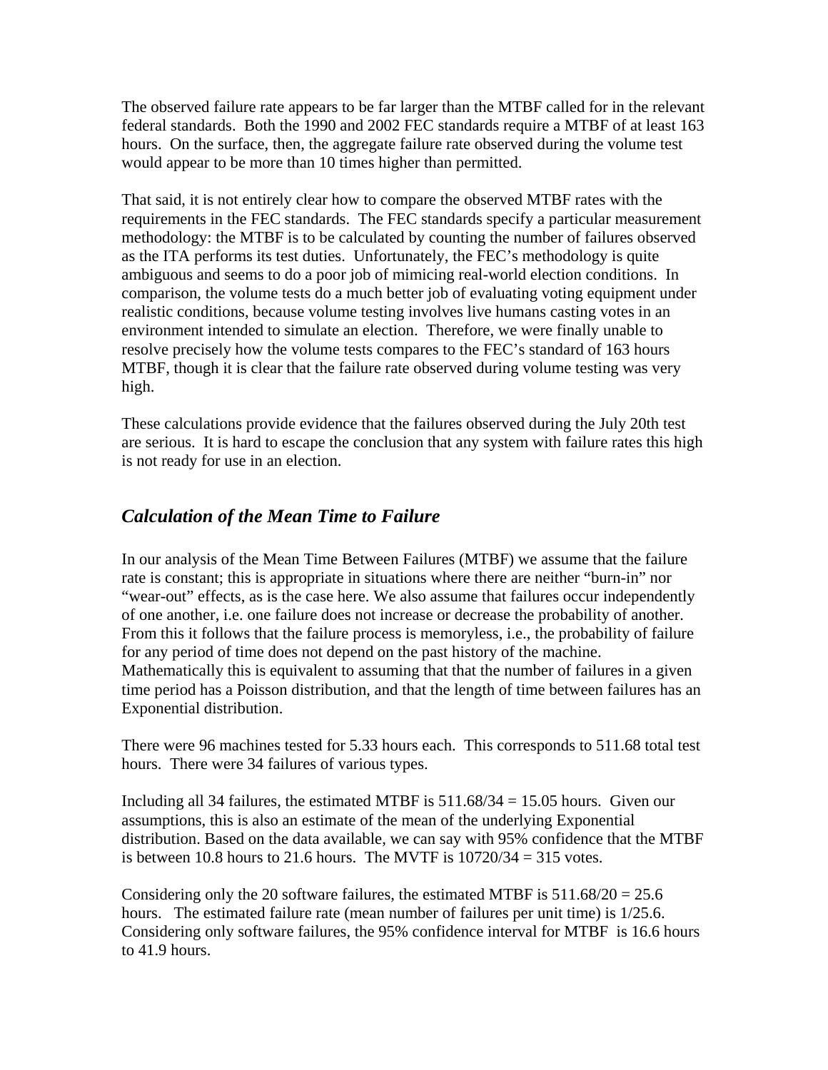The observed failure rate appears to be far larger than the MTBF called for in the relevant federal standards. Both the 1990 and 2002 FEC standards require a MTBF of at least 163 hours. On the surface, then, the aggregate failure rate observed during the volume test would appear to be more than 10 times higher than permitted.

That said, it is not entirely clear how to compare the observed MTBF rates with the requirements in the FEC standards. The FEC standards specify a particular measurement methodology: the MTBF is to be calculated by counting the number of failures observed as the ITA performs its test duties. Unfortunately, the FEC's methodology is quite ambiguous and seems to do a poor job of mimicing real-world election conditions. In comparison, the volume tests do a much better job of evaluating voting equipment under realistic conditions, because volume testing involves live humans casting votes in an environment intended to simulate an election. Therefore, we were finally unable to resolve precisely how the volume tests compares to the FEC's standard of 163 hours MTBF, though it is clear that the failure rate observed during volume testing was very high.

These calculations provide evidence that the failures observed during the July 20th test are serious. It is hard to escape the conclusion that any system with failure rates this high is not ready for use in an election.

## *Calculation of the Mean Time to Failure*

In our analysis of the Mean Time Between Failures (MTBF) we assume that the failure rate is constant; this is appropriate in situations where there are neither "burn-in" nor "wear-out" effects, as is the case here. We also assume that failures occur independently of one another, i.e. one failure does not increase or decrease the probability of another. From this it follows that the failure process is memoryless, i.e., the probability of failure for any period of time does not depend on the past history of the machine. Mathematically this is equivalent to assuming that that the number of failures in a given time period has a Poisson distribution, and that the length of time between failures has an Exponential distribution.

There were 96 machines tested for 5.33 hours each. This corresponds to 511.68 total test hours. There were 34 failures of various types.

Including all 34 failures, the estimated MTBF is $511.68/34 = 15.05$ hours. Given our assumptions, this is also an estimate of the mean of the underlying Exponential distribution. Based on the data available, we can say with 95% confidence that the MTBF is between 10.8 hours to 21.6 hours. The MVTF is $10720/34 = 315$ votes.

Considering only the 20 software failures, the estimated MTBF is $511.68/20 = 25.6$ hours. The estimated failure rate (mean number of failures per unit time) is $1/25.6$. Considering only software failures, the 95% confidence interval for MTBF is 16.6 hours to 41.9 hours.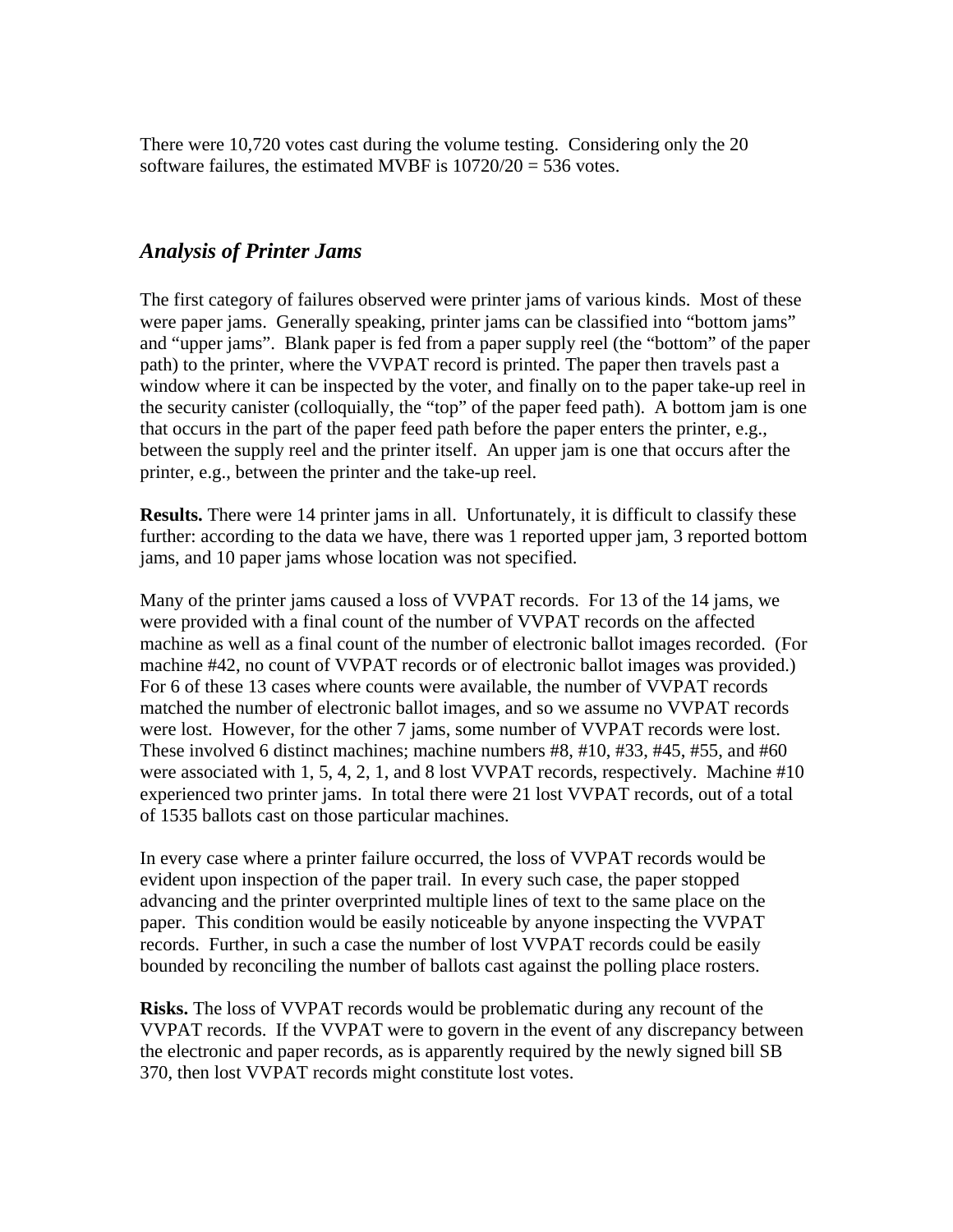There were 10,720 votes cast during the volume testing. Considering only the 20 software failures, the estimated MVBF is 10720/20 = 536 votes.

### *Analysis of Printer Jams*

The first category of failures observed were printer jams of various kinds. Most of these were paper jams. Generally speaking, printer jams can be classified into "bottom jams" and "upper jams". Blank paper is fed from a paper supply reel (the "bottom" of the paper path) to the printer, where the VVPAT record is printed. The paper then travels past a window where it can be inspected by the voter, and finally on to the paper take-up reel in the security canister (colloquially, the "top" of the paper feed path). A bottom jam is one that occurs in the part of the paper feed path before the paper enters the printer, e.g., between the supply reel and the printer itself. An upper jam is one that occurs after the printer, e.g., between the printer and the take-up reel.

**Results.** There were 14 printer jams in all. Unfortunately, it is difficult to classify these further: according to the data we have, there was 1 reported upper jam, 3 reported bottom jams, and 10 paper jams whose location was not specified.

Many of the printer jams caused a loss of VVPAT records. For 13 of the 14 jams, we were provided with a final count of the number of VVPAT records on the affected machine as well as a final count of the number of electronic ballot images recorded. (For machine #42, no count of VVPAT records or of electronic ballot images was provided.) For 6 of these 13 cases where counts were available, the number of VVPAT records matched the number of electronic ballot images, and so we assume no VVPAT records were lost. However, for the other 7 jams, some number of VVPAT records were lost. These involved 6 distinct machines; machine numbers #8, #10, #33, #45, #55, and #60 were associated with 1, 5, 4, 2, 1, and 8 lost VVPAT records, respectively. Machine #10 experienced two printer jams. In total there were 21 lost VVPAT records, out of a total of 1535 ballots cast on those particular machines.

In every case where a printer failure occurred, the loss of VVPAT records would be evident upon inspection of the paper trail. In every such case, the paper stopped advancing and the printer overprinted multiple lines of text to the same place on the paper. This condition would be easily noticeable by anyone inspecting the VVPAT records. Further, in such a case the number of lost VVPAT records could be easily bounded by reconciling the number of ballots cast against the polling place rosters.

**Risks.** The loss of VVPAT records would be problematic during any recount of the VVPAT records. If the VVPAT were to govern in the event of any discrepancy between the electronic and paper records, as is apparently required by the newly signed bill SB 370, then lost VVPAT records might constitute lost votes.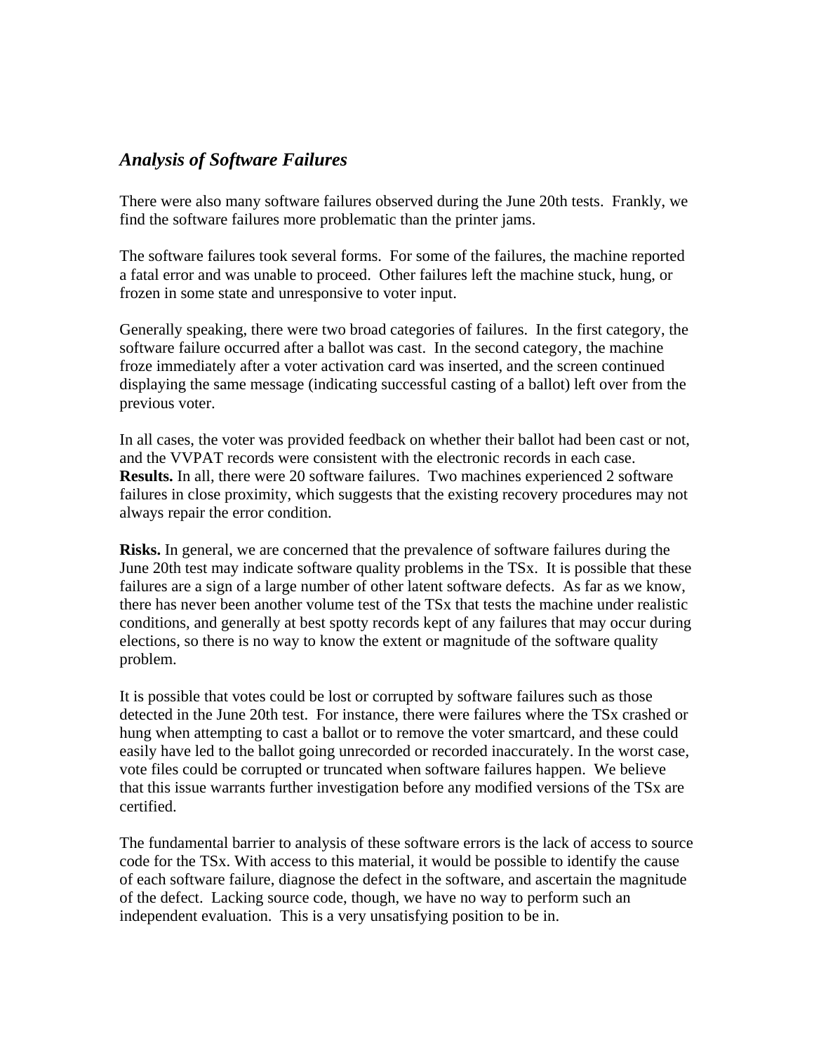## *Analysis of Software Failures*

There were also many software failures observed during the June 20th tests. Frankly, we find the software failures more problematic than the printer jams.

The software failures took several forms. For some of the failures, the machine reported a fatal error and was unable to proceed. Other failures left the machine stuck, hung, or frozen in some state and unresponsive to voter input.

Generally speaking, there were two broad categories of failures. In the first category, the software failure occurred after a ballot was cast. In the second category, the machine froze immediately after a voter activation card was inserted, and the screen continued displaying the same message (indicating successful casting of a ballot) left over from the previous voter.

In all cases, the voter was provided feedback on whether their ballot had been cast or not, and the VVPAT records were consistent with the electronic records in each case.
**Results.** In all, there were 20 software failures. Two machines experienced 2 software failures in close proximity, which suggests that the existing recovery procedures may not always repair the error condition.

**Risks.** In general, we are concerned that the prevalence of software failures during the June 20th test may indicate software quality problems in the TSx. It is possible that these failures are a sign of a large number of other latent software defects. As far as we know, there has never been another volume test of the TSx that tests the machine under realistic conditions, and generally at best spotty records kept of any failures that may occur during elections, so there is no way to know the extent or magnitude of the software quality problem.

It is possible that votes could be lost or corrupted by software failures such as those detected in the June 20th test. For instance, there were failures where the TSx crashed or hung when attempting to cast a ballot or to remove the voter smartcard, and these could easily have led to the ballot going unrecorded or recorded inaccurately. In the worst case, vote files could be corrupted or truncated when software failures happen. We believe that this issue warrants further investigation before any modified versions of the TSx are certified.

The fundamental barrier to analysis of these software errors is the lack of access to source code for the TSx. With access to this material, it would be possible to identify the cause of each software failure, diagnose the defect in the software, and ascertain the magnitude of the defect. Lacking source code, though, we have no way to perform such an independent evaluation. This is a very unsatisfying position to be in.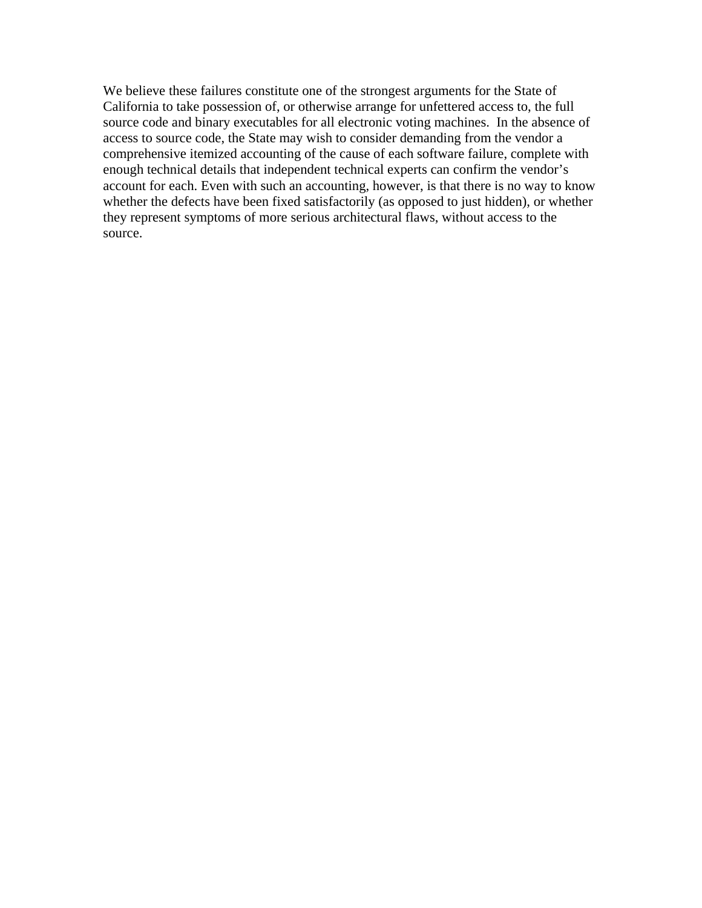We believe these failures constitute one of the strongest arguments for the State of California to take possession of, or otherwise arrange for unfettered access to, the full source code and binary executables for all electronic voting machines. In the absence of access to source code, the State may wish to consider demanding from the vendor a comprehensive itemized accounting of the cause of each software failure, complete with enough technical details that independent technical experts can confirm the vendor's account for each. Even with such an accounting, however, is that there is no way to know whether the defects have been fixed satisfactorily (as opposed to just hidden), or whether they represent symptoms of more serious architectural flaws, without access to the source.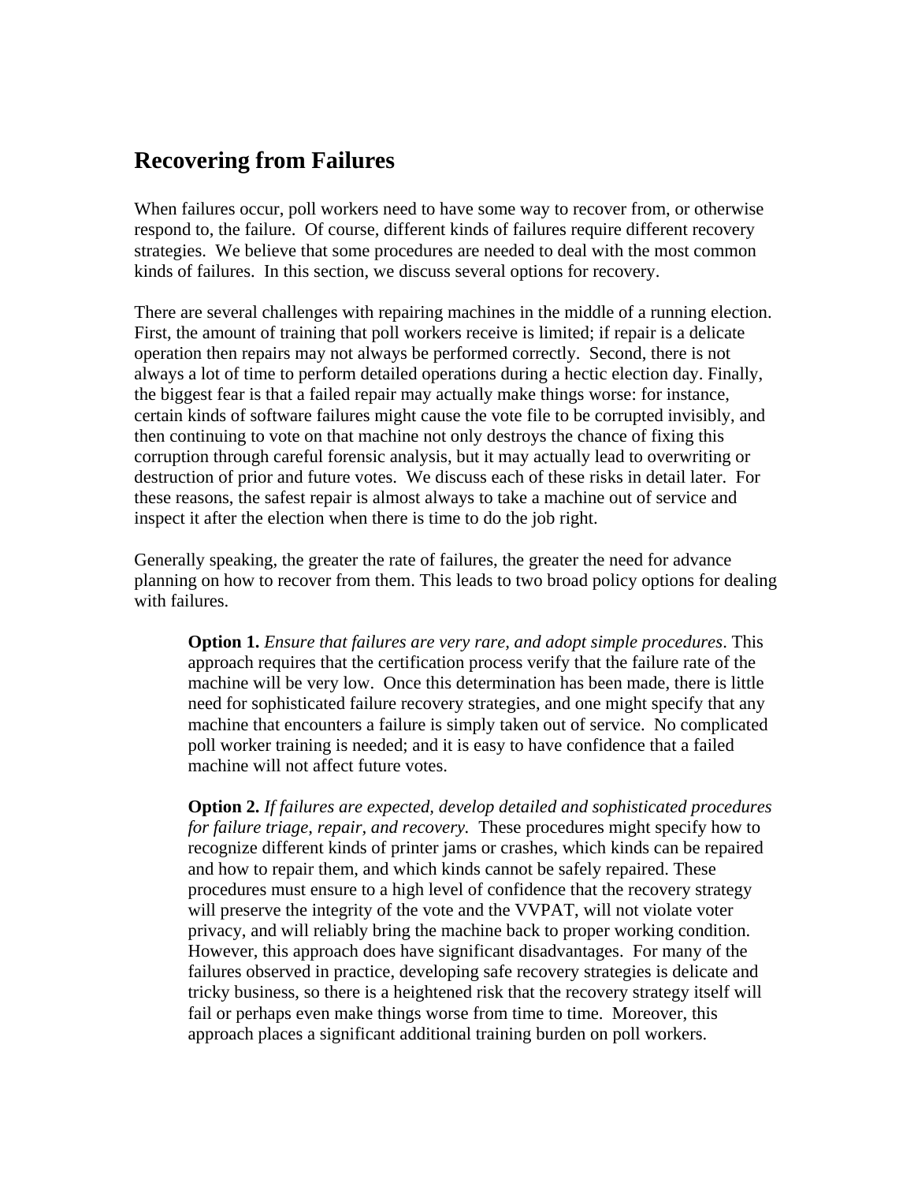## Recovering from Failures

When failures occur, poll workers need to have some way to recover from, or otherwise respond to, the failure. Of course, different kinds of failures require different recovery strategies. We believe that some procedures are needed to deal with the most common kinds of failures. In this section, we discuss several options for recovery.

There are several challenges with repairing machines in the middle of a running election. First, the amount of training that poll workers receive is limited; if repair is a delicate operation then repairs may not always be performed correctly. Second, there is not always a lot of time to perform detailed operations during a hectic election day. Finally, the biggest fear is that a failed repair may actually make things worse: for instance, certain kinds of software failures might cause the vote file to be corrupted invisibly, and then continuing to vote on that machine not only destroys the chance of fixing this corruption through careful forensic analysis, but it may actually lead to overwriting or destruction of prior and future votes. We discuss each of these risks in detail later. For these reasons, the safest repair is almost always to take a machine out of service and inspect it after the election when there is time to do the job right.

Generally speaking, the greater the rate of failures, the greater the need for advance planning on how to recover from them. This leads to two broad policy options for dealing with failures.

> **Option 1.** *Ensure that failures are very rare, and adopt simple procedures*. This approach requires that the certification process verify that the failure rate of the machine will be very low. Once this determination has been made, there is little need for sophisticated failure recovery strategies, and one might specify that any machine that encounters a failure is simply taken out of service. No complicated poll worker training is needed; and it is easy to have confidence that a failed machine will not affect future votes.
>
> **Option 2.** *If failures are expected, develop detailed and sophisticated procedures for failure triage, repair, and recovery.* These procedures might specify how to recognize different kinds of printer jams or crashes, which kinds can be repaired and how to repair them, and which kinds cannot be safely repaired. These procedures must ensure to a high level of confidence that the recovery strategy will preserve the integrity of the vote and the VVPAT, will not violate voter privacy, and will reliably bring the machine back to proper working condition. However, this approach does have significant disadvantages. For many of the failures observed in practice, developing safe recovery strategies is delicate and tricky business, so there is a heightened risk that the recovery strategy itself will fail or perhaps even make things worse from time to time. Moreover, this approach places a significant additional training burden on poll workers.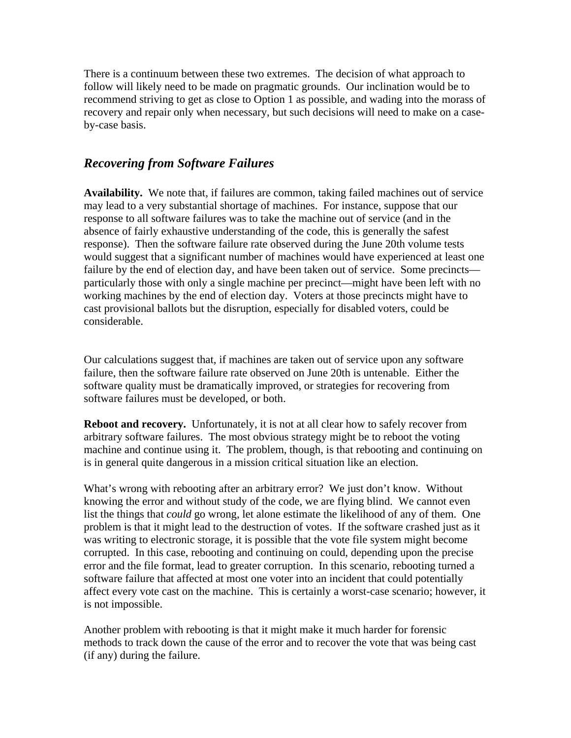There is a continuum between these two extremes. The decision of what approach to follow will likely need to be made on pragmatic grounds. Our inclination would be to recommend striving to get as close to Option 1 as possible, and wading into the morass of recovery and repair only when necessary, but such decisions will need to make on a case-by-case basis.

## *Recovering from Software Failures*

**Availability.** We note that, if failures are common, taking failed machines out of service may lead to a very substantial shortage of machines. For instance, suppose that our response to all software failures was to take the machine out of service (and in the absence of fairly exhaustive understanding of the code, this is generally the safest response). Then the software failure rate observed during the June 20th volume tests would suggest that a significant number of machines would have experienced at least one failure by the end of election day, and have been taken out of service. Some precincts—particularly those with only a single machine per precinct—might have been left with no working machines by the end of election day. Voters at those precincts might have to cast provisional ballots but the disruption, especially for disabled voters, could be considerable.

Our calculations suggest that, if machines are taken out of service upon any software failure, then the software failure rate observed on June 20th is untenable. Either the software quality must be dramatically improved, or strategies for recovering from software failures must be developed, or both.

**Reboot and recovery.** Unfortunately, it is not at all clear how to safely recover from arbitrary software failures. The most obvious strategy might be to reboot the voting machine and continue using it. The problem, though, is that rebooting and continuing on is in general quite dangerous in a mission critical situation like an election.

What's wrong with rebooting after an arbitrary error? We just don't know. Without knowing the error and without study of the code, we are flying blind. We cannot even list the things that *could* go wrong, let alone estimate the likelihood of any of them. One problem is that it might lead to the destruction of votes. If the software crashed just as it was writing to electronic storage, it is possible that the vote file system might become corrupted. In this case, rebooting and continuing on could, depending upon the precise error and the file format, lead to greater corruption. In this scenario, rebooting turned a software failure that affected at most one voter into an incident that could potentially affect every vote cast on the machine. This is certainly a worst-case scenario; however, it is not impossible.

Another problem with rebooting is that it might make it much harder for forensic methods to track down the cause of the error and to recover the vote that was being cast (if any) during the failure.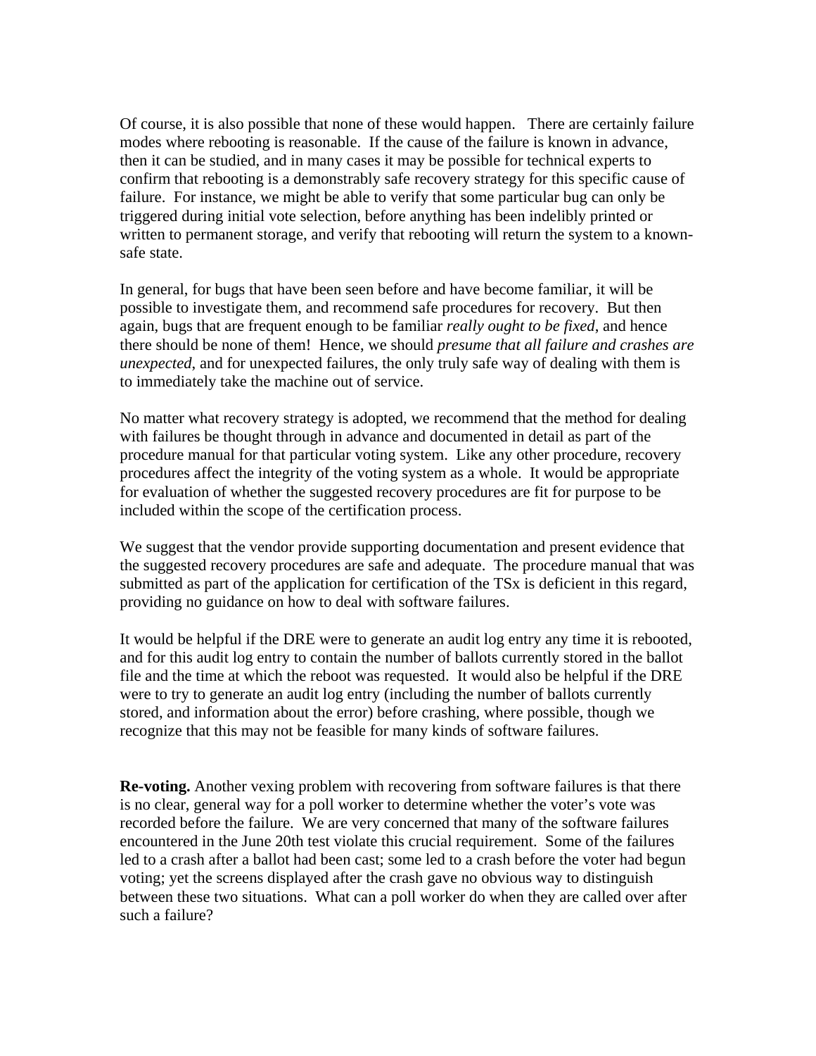Of course, it is also possible that none of these would happen. There are certainly failure modes where rebooting is reasonable. If the cause of the failure is known in advance, then it can be studied, and in many cases it may be possible for technical experts to confirm that rebooting is a demonstrably safe recovery strategy for this specific cause of failure. For instance, we might be able to verify that some particular bug can only be triggered during initial vote selection, before anything has been indelibly printed or written to permanent storage, and verify that rebooting will return the system to a known-safe state.

In general, for bugs that have been seen before and have become familiar, it will be possible to investigate them, and recommend safe procedures for recovery. But then again, bugs that are frequent enough to be familiar *really ought to be fixed*, and hence there should be none of them! Hence, we should *presume that all failure and crashes are unexpected*, and for unexpected failures, the only truly safe way of dealing with them is to immediately take the machine out of service.

No matter what recovery strategy is adopted, we recommend that the method for dealing with failures be thought through in advance and documented in detail as part of the procedure manual for that particular voting system. Like any other procedure, recovery procedures affect the integrity of the voting system as a whole. It would be appropriate for evaluation of whether the suggested recovery procedures are fit for purpose to be included within the scope of the certification process.

We suggest that the vendor provide supporting documentation and present evidence that the suggested recovery procedures are safe and adequate. The procedure manual that was submitted as part of the application for certification of the TSx is deficient in this regard, providing no guidance on how to deal with software failures.

It would be helpful if the DRE were to generate an audit log entry any time it is rebooted, and for this audit log entry to contain the number of ballots currently stored in the ballot file and the time at which the reboot was requested. It would also be helpful if the DRE were to try to generate an audit log entry (including the number of ballots currently stored, and information about the error) before crashing, where possible, though we recognize that this may not be feasible for many kinds of software failures.

**Re-voting.** Another vexing problem with recovering from software failures is that there is no clear, general way for a poll worker to determine whether the voter's vote was recorded before the failure. We are very concerned that many of the software failures encountered in the June 20th test violate this crucial requirement. Some of the failures led to a crash after a ballot had been cast; some led to a crash before the voter had begun voting; yet the screens displayed after the crash gave no obvious way to distinguish between these two situations. What can a poll worker do when they are called over after such a failure?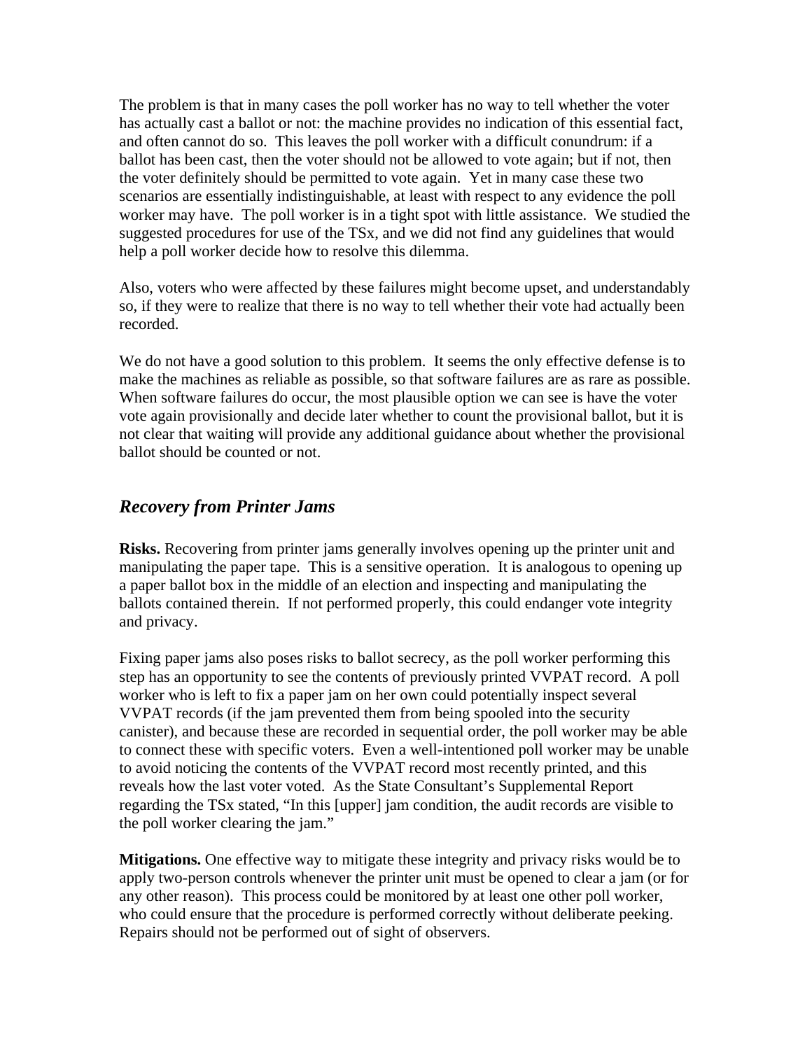The problem is that in many cases the poll worker has no way to tell whether the voter has actually cast a ballot or not: the machine provides no indication of this essential fact, and often cannot do so. This leaves the poll worker with a difficult conundrum: if a ballot has been cast, then the voter should not be allowed to vote again; but if not, then the voter definitely should be permitted to vote again. Yet in many case these two scenarios are essentially indistinguishable, at least with respect to any evidence the poll worker may have. The poll worker is in a tight spot with little assistance. We studied the suggested procedures for use of the TSx, and we did not find any guidelines that would help a poll worker decide how to resolve this dilemma.

Also, voters who were affected by these failures might become upset, and understandably so, if they were to realize that there is no way to tell whether their vote had actually been recorded.

We do not have a good solution to this problem. It seems the only effective defense is to make the machines as reliable as possible, so that software failures are as rare as possible. When software failures do occur, the most plausible option we can see is have the voter vote again provisionally and decide later whether to count the provisional ballot, but it is not clear that waiting will provide any additional guidance about whether the provisional ballot should be counted or not.

### *Recovery from Printer Jams*

**Risks.** Recovering from printer jams generally involves opening up the printer unit and manipulating the paper tape. This is a sensitive operation. It is analogous to opening up a paper ballot box in the middle of an election and inspecting and manipulating the ballots contained therein. If not performed properly, this could endanger vote integrity and privacy.

Fixing paper jams also poses risks to ballot secrecy, as the poll worker performing this step has an opportunity to see the contents of previously printed VVPAT record. A poll worker who is left to fix a paper jam on her own could potentially inspect several VVPAT records (if the jam prevented them from being spooled into the security canister), and because these are recorded in sequential order, the poll worker may be able to connect these with specific voters. Even a well-intentioned poll worker may be unable to avoid noticing the contents of the VVPAT record most recently printed, and this reveals how the last voter voted. As the State Consultant's Supplemental Report regarding the TSx stated, "In this [upper] jam condition, the audit records are visible to the poll worker clearing the jam."

**Mitigations.** One effective way to mitigate these integrity and privacy risks would be to apply two-person controls whenever the printer unit must be opened to clear a jam (or for any other reason). This process could be monitored by at least one other poll worker, who could ensure that the procedure is performed correctly without deliberate peeking. Repairs should not be performed out of sight of observers.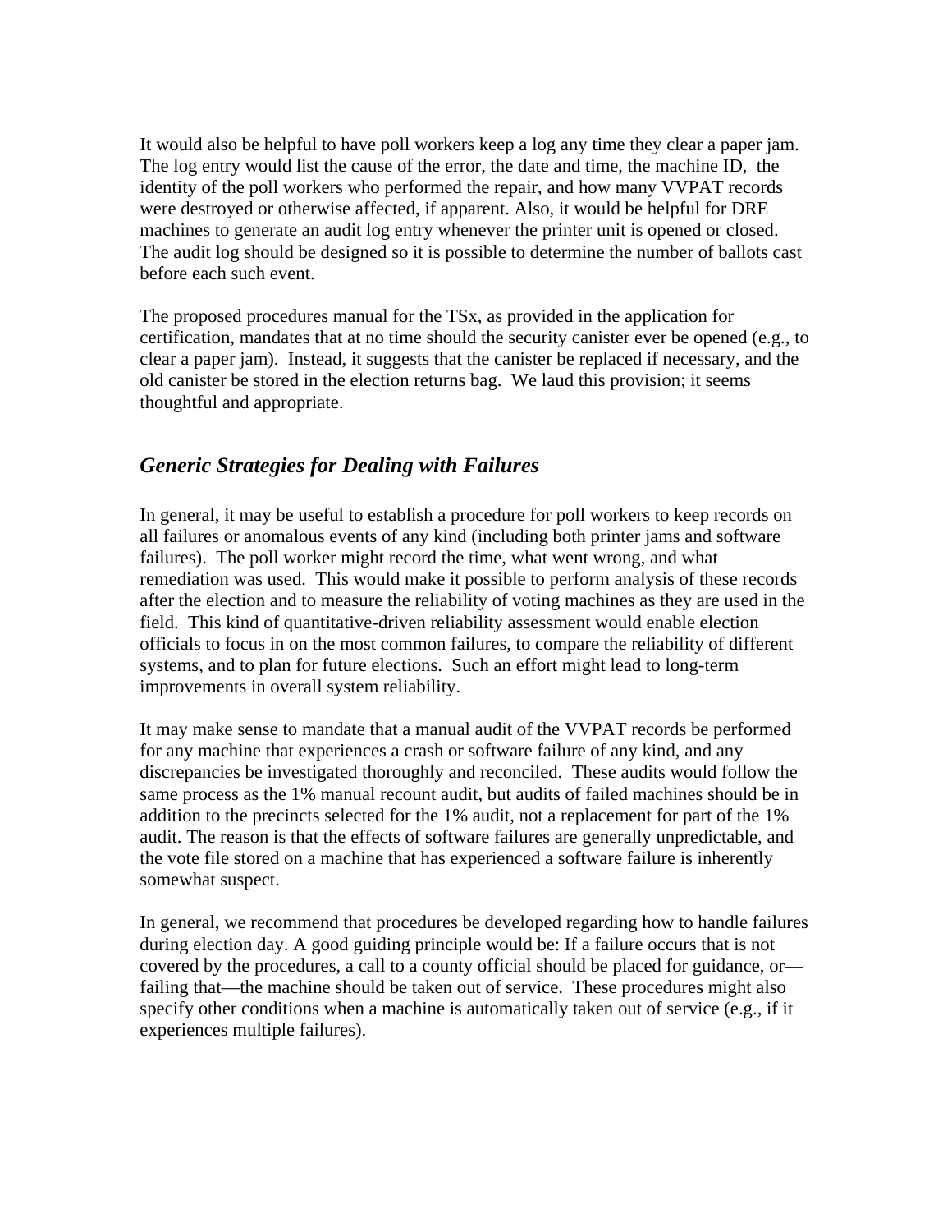It would also be helpful to have poll workers keep a log any time they clear a paper jam. The log entry would list the cause of the error, the date and time, the machine ID, the identity of the poll workers who performed the repair, and how many VVPAT records were destroyed or otherwise affected, if apparent. Also, it would be helpful for DRE machines to generate an audit log entry whenever the printer unit is opened or closed. The audit log should be designed so it is possible to determine the number of ballots cast before each such event.

The proposed procedures manual for the TSx, as provided in the application for certification, mandates that at no time should the security canister ever be opened (e.g., to clear a paper jam). Instead, it suggests that the canister be replaced if necessary, and the old canister be stored in the election returns bag. We laud this provision; it seems thoughtful and appropriate.

## *Generic Strategies for Dealing with Failures*

In general, it may be useful to establish a procedure for poll workers to keep records on all failures or anomalous events of any kind (including both printer jams and software failures). The poll worker might record the time, what went wrong, and what remediation was used. This would make it possible to perform analysis of these records after the election and to measure the reliability of voting machines as they are used in the field. This kind of quantitative-driven reliability assessment would enable election officials to focus in on the most common failures, to compare the reliability of different systems, and to plan for future elections. Such an effort might lead to long-term improvements in overall system reliability.

It may make sense to mandate that a manual audit of the VVPAT records be performed for any machine that experiences a crash or software failure of any kind, and any discrepancies be investigated thoroughly and reconciled. These audits would follow the same process as the 1% manual recount audit, but audits of failed machines should be in addition to the precincts selected for the 1% audit, not a replacement for part of the 1% audit. The reason is that the effects of software failures are generally unpredictable, and the vote file stored on a machine that has experienced a software failure is inherently somewhat suspect.

In general, we recommend that procedures be developed regarding how to handle failures during election day. A good guiding principle would be: If a failure occurs that is not covered by the procedures, a call to a county official should be placed for guidance, or—failing that—the machine should be taken out of service. These procedures might also specify other conditions when a machine is automatically taken out of service (e.g., if it experiences multiple failures).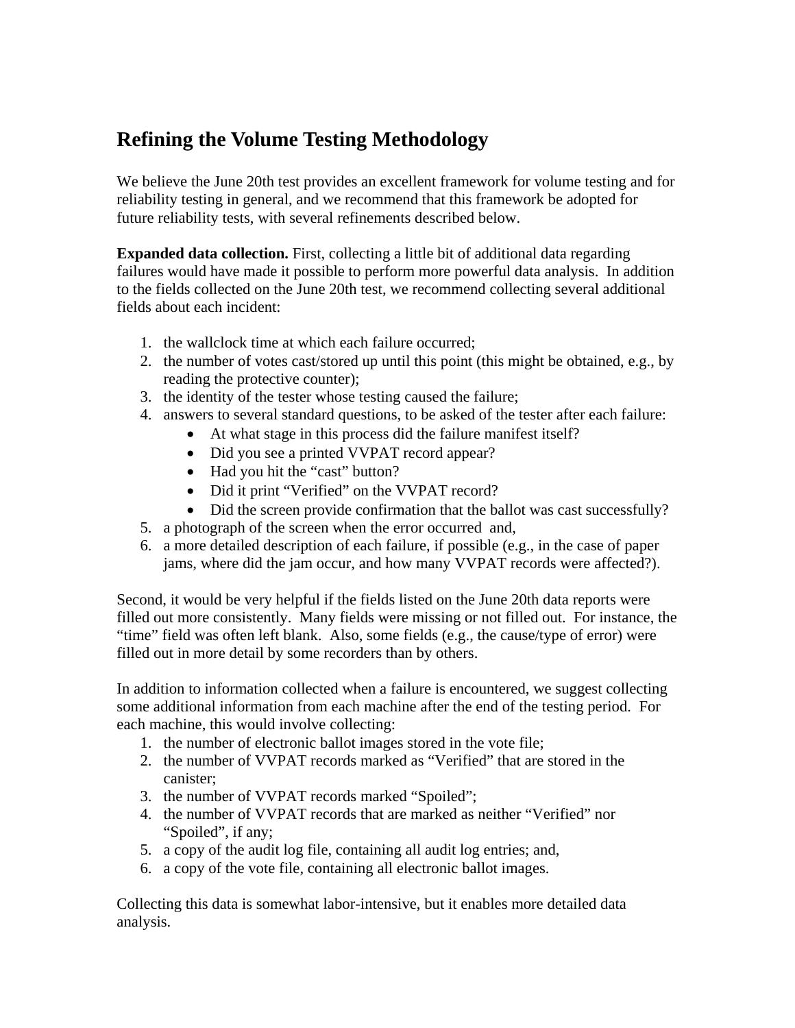## Refining the Volume Testing Methodology

We believe the June 20th test provides an excellent framework for volume testing and for reliability testing in general, and we recommend that this framework be adopted for future reliability tests, with several refinements described below.

**Expanded data collection.** First, collecting a little bit of additional data regarding failures would have made it possible to perform more powerful data analysis. In addition to the fields collected on the June 20th test, we recommend collecting several additional fields about each incident:

1. the wallclock time at which each failure occurred;
2. the number of votes cast/stored up until this point (this might be obtained, e.g., by reading the protective counter);
3. the identity of the tester whose testing caused the failure;
4. answers to several standard questions, to be asked of the tester after each failure:
    - At what stage in this process did the failure manifest itself?
    - Did you see a printed VVPAT record appear?
    - Had you hit the "cast" button?
    - Did it print "Verified" on the VVPAT record?
    - Did the screen provide confirmation that the ballot was cast successfully?
5. a photograph of the screen when the error occurred and,
6. a more detailed description of each failure, if possible (e.g., in the case of paper jams, where did the jam occur, and how many VVPAT records were affected?).

Second, it would be very helpful if the fields listed on the June 20th data reports were filled out more consistently. Many fields were missing or not filled out. For instance, the "time" field was often left blank. Also, some fields (e.g., the cause/type of error) were filled out in more detail by some recorders than by others.

In addition to information collected when a failure is encountered, we suggest collecting some additional information from each machine after the end of the testing period. For each machine, this would involve collecting:

1. the number of electronic ballot images stored in the vote file;
2. the number of VVPAT records marked as "Verified" that are stored in the canister;
3. the number of VVPAT records marked "Spoiled";
4. the number of VVPAT records that are marked as neither "Verified" nor "Spoiled", if any;
5. a copy of the audit log file, containing all audit log entries; and,
6. a copy of the vote file, containing all electronic ballot images.

Collecting this data is somewhat labor-intensive, but it enables more detailed data analysis.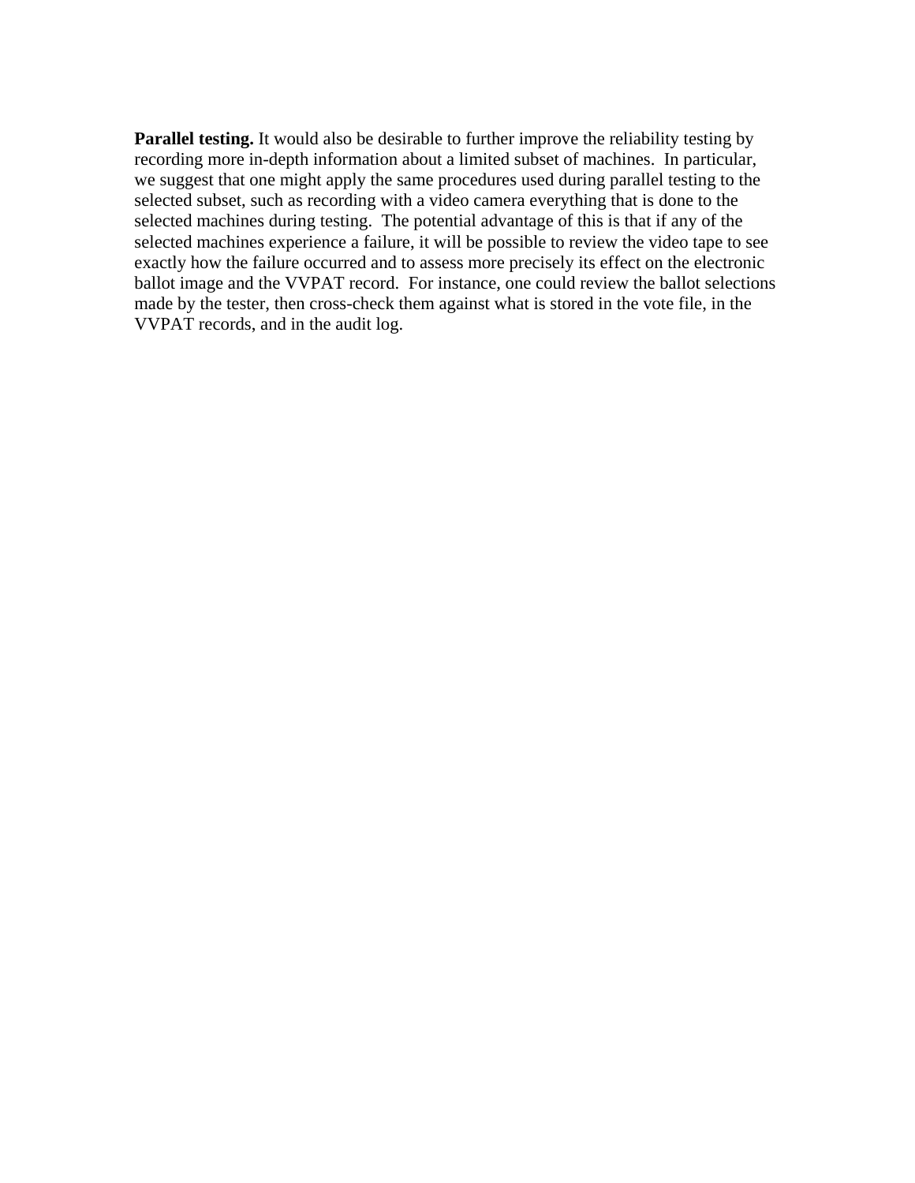**Parallel testing.** It would also be desirable to further improve the reliability testing by recording more in-depth information about a limited subset of machines. In particular, we suggest that one might apply the same procedures used during parallel testing to the selected subset, such as recording with a video camera everything that is done to the selected machines during testing. The potential advantage of this is that if any of the selected machines experience a failure, it will be possible to review the video tape to see exactly how the failure occurred and to assess more precisely its effect on the electronic ballot image and the VVPAT record. For instance, one could review the ballot selections made by the tester, then cross-check them against what is stored in the vote file, in the VVPAT records, and in the audit log.